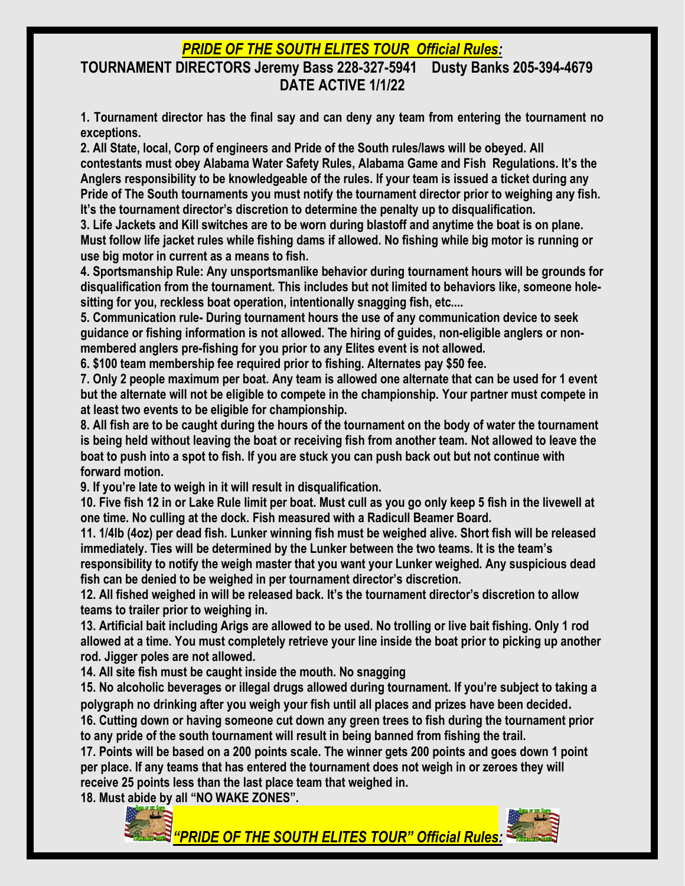# ***PRIDE OF THE SOUTH ELITES TOUR Official Rules:***

**TOURNAMENT DIRECTORS Jeremy Bass 228-327-5941 Dusty Banks 205-394-4679**

**DATE ACTIVE 1/1/22**

**1. Tournament director has the final say and can deny any team from entering the tournament no exceptions.**

**2. All State, local, Corp of engineers and Pride of the South rules/laws will be obeyed. All contestants must obey Alabama Water Safety Rules, Alabama Game and Fish Regulations. It's the Anglers responsibility to be knowledgeable of the rules. If your team is issued a ticket during any Pride of The South tournaments you must notify the tournament director prior to weighing any fish. It's the tournament director's discretion to determine the penalty up to disqualification.**

**3. Life Jackets and Kill switches are to be worn during blastoff and anytime the boat is on plane. Must follow life jacket rules while fishing dams if allowed. No fishing while big motor is running or use big motor in current as a means to fish.**

**4. Sportsmanship Rule: Any unsportsmanlike behavior during tournament hours will be grounds for disqualification from the tournament. This includes but not limited to behaviors like, someone hole-sitting for you, reckless boat operation, intentionally snagging fish, etc....**

**5. Communication rule- During tournament hours the use of any communication device to seek guidance or fishing information is not allowed. The hiring of guides, non-eligible anglers or non-membered anglers pre-fishing for you prior to any Elites event is not allowed.**

**6. $100 team membership fee required prior to fishing. Alternates pay $50 fee.**

**7. Only 2 people maximum per boat. Any team is allowed one alternate that can be used for 1 event but the alternate will not be eligible to compete in the championship. Your partner must compete in at least two events to be eligible for championship.**

**8. All fish are to be caught during the hours of the tournament on the body of water the tournament is being held without leaving the boat or receiving fish from another team. Not allowed to leave the boat to push into a spot to fish. If you are stuck you can push back out but not continue with forward motion.**

**9. If you're late to weigh in it will result in disqualification.**

**10. Five fish 12 in or Lake Rule limit per boat. Must cull as you go only keep 5 fish in the livewell at one time. No culling at the dock. Fish measured with a Radicull Beamer Board.**

**11. 1/4lb (4oz) per dead fish. Lunker winning fish must be weighed alive. Short fish will be released immediately. Ties will be determined by the Lunker between the two teams. It is the team's responsibility to notify the weigh master that you want your Lunker weighed. Any suspicious dead fish can be denied to be weighed in per tournament director's discretion.**

**12. All fished weighed in will be released back. It's the tournament director's discretion to allow teams to trailer prior to weighing in.**

**13. Artificial bait including Arigs are allowed to be used. No trolling or live bait fishing. Only 1 rod allowed at a time. You must completely retrieve your line inside the boat prior to picking up another rod. Jigger poles are not allowed.**

**14. All site fish must be caught inside the mouth. No snagging**

**15. No alcoholic beverages or illegal drugs allowed during tournament. If you're subject to taking a polygraph no drinking after you weigh your fish until all places and prizes have been decided.**

**16. Cutting down or having someone cut down any green trees to fish during the tournament prior to any pride of the south tournament will result in being banned from fishing the trail.**

**17. Points will be based on a 200 points scale. The winner gets 200 points and goes down 1 point per place. If any teams that has entered the tournament does not weigh in or zeroes they will receive 25 points less than the last place team that weighed in.**

**18. Must abide by all "NO WAKE ZONES".**

***"PRIDE OF THE SOUTH ELITES TOUR" Official Rules:***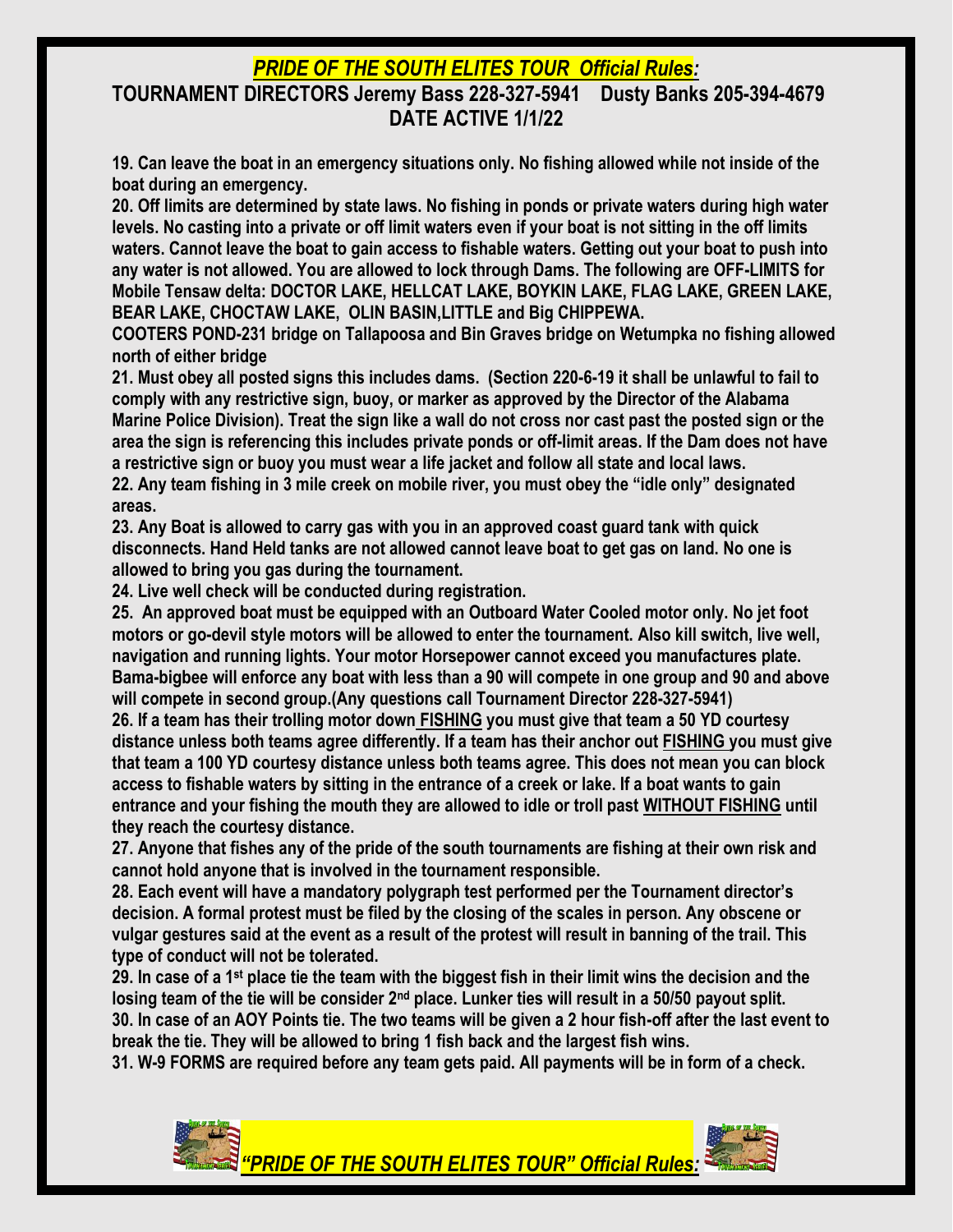# *PRIDE OF THE SOUTH ELITES TOUR Official Rules:*

## TOURNAMENT DIRECTORS Jeremy Bass 228-327-5941 Dusty Banks 205-394-4679

## DATE ACTIVE 1/1/22

**19. Can leave the boat in an emergency situations only. No fishing allowed while not inside of the boat during an emergency.**

**20. Off limits are determined by state laws. No fishing in ponds or private waters during high water levels. No casting into a private or off limit waters even if your boat is not sitting in the off limits waters. Cannot leave the boat to gain access to fishable waters. Getting out your boat to push into any water is not allowed. You are allowed to lock through Dams. The following are OFF-LIMITS for Mobile Tensaw delta: DOCTOR LAKE, HELLCAT LAKE, BOYKIN LAKE, FLAG LAKE, GREEN LAKE, BEAR LAKE, CHOCTAW LAKE, OLIN BASIN,LITTLE and Big CHIPPEWA.**

**COOTERS POND-231 bridge on Tallapoosa and Bin Graves bridge on Wetumpka no fishing allowed north of either bridge**

**21. Must obey all posted signs this includes dams. (Section 220-6-19 it shall be unlawful to fail to comply with any restrictive sign, buoy, or marker as approved by the Director of the Alabama Marine Police Division). Treat the sign like a wall do not cross nor cast past the posted sign or the area the sign is referencing this includes private ponds or off-limit areas. If the Dam does not have a restrictive sign or buoy you must wear a life jacket and follow all state and local laws.**

**22. Any team fishing in 3 mile creek on mobile river, you must obey the "idle only" designated areas.**

**23. Any Boat is allowed to carry gas with you in an approved coast guard tank with quick disconnects. Hand Held tanks are not allowed cannot leave boat to get gas on land. No one is allowed to bring you gas during the tournament.**

**24. Live well check will be conducted during registration.**

**25. An approved boat must be equipped with an Outboard Water Cooled motor only. No jet foot motors or go-devil style motors will be allowed to enter the tournament. Also kill switch, live well, navigation and running lights. Your motor Horsepower cannot exceed you manufactures plate. Bama-bigbee will enforce any boat with less than a 90 will compete in one group and 90 and above will compete in second group.(Any questions call Tournament Director 228-327-5941)**

**26. If a team has their trolling motor down <u>FISHING</u> you must give that team a 50 YD courtesy distance unless both teams agree differently. If a team has their anchor out <u>FISHING</u> you must give that team a 100 YD courtesy distance unless both teams agree. This does not mean you can block access to fishable waters by sitting in the entrance of a creek or lake. If a boat wants to gain entrance and your fishing the mouth they are allowed to idle or troll past <u>WITHOUT FISHING</u> until they reach the courtesy distance.**

**27. Anyone that fishes any of the pride of the south tournaments are fishing at their own risk and cannot hold anyone that is involved in the tournament responsible.**

**28. Each event will have a mandatory polygraph test performed per the Tournament director's decision. A formal protest must be filed by the closing of the scales in person. Any obscene or vulgar gestures said at the event as a result of the protest will result in banning of the trail. This type of conduct will not be tolerated.**

**29. In case of a 1st place tie the team with the biggest fish in their limit wins the decision and the losing team of the tie will be consider 2nd place. Lunker ties will result in a 50/50 payout split.**

**30. In case of an AOY Points tie. The two teams will be given a 2 hour fish-off after the last event to break the tie. They will be allowed to bring 1 fish back and the largest fish wins.**

**31. W-9 FORMS are required before any team gets paid. All payments will be in form of a check.**

***"PRIDE OF THE SOUTH ELITES TOUR" Official Rules:***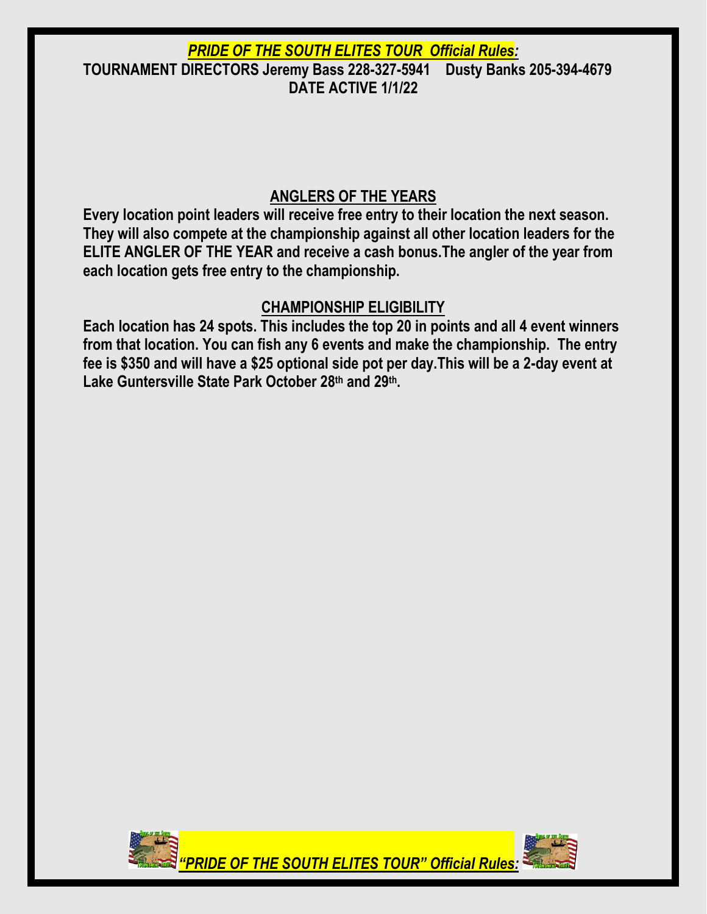***PRIDE OF THE SOUTH ELITES TOUR Official Rules:***

**TOURNAMENT DIRECTORS Jeremy Bass 228-327-5941 Dusty Banks 205-394-4679**

**DATE ACTIVE 1/1/22**

## ANGLERS OF THE YEARS

**Every location point leaders will receive free entry to their location the next season. They will also compete at the championship against all other location leaders for the ELITE ANGLER OF THE YEAR and receive a cash bonus.The angler of the year from each location gets free entry to the championship.**

## CHAMPIONSHIP ELIGIBILITY

**Each location has 24 spots. This includes the top 20 in points and all 4 event winners from that location. You can fish any 6 events and make the championship. The entry fee is $350 and will have a $25 optional side pot per day.This will be a 2-day event at Lake Guntersville State Park October 28th and 29th.**